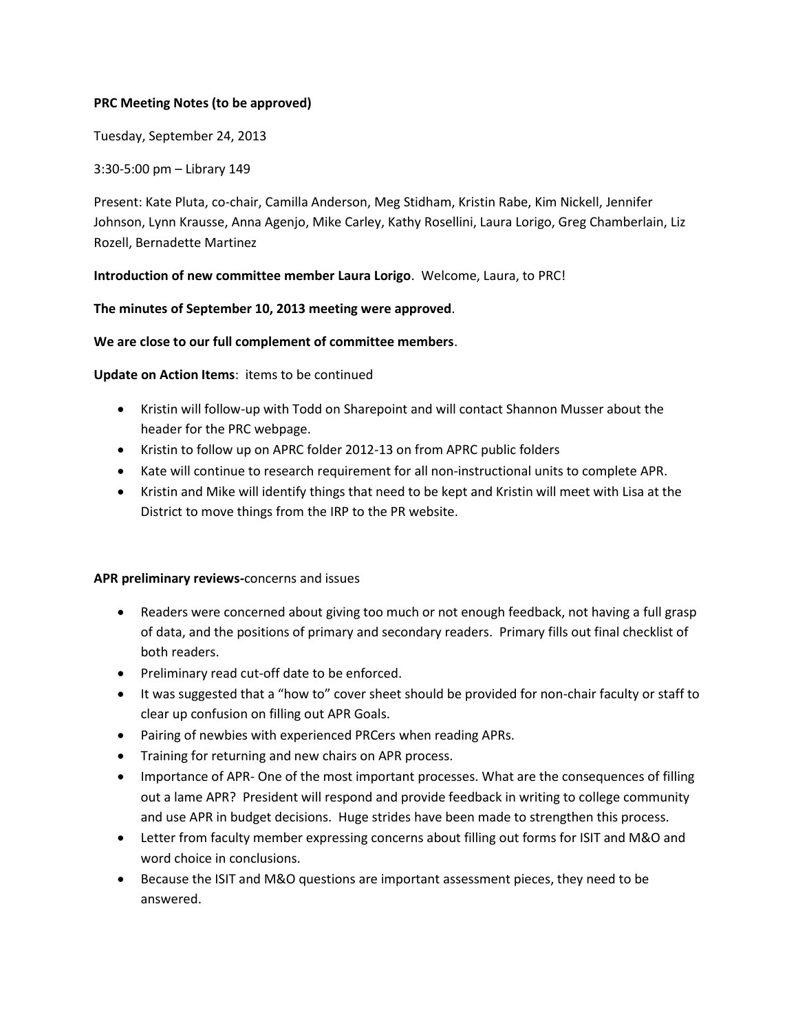**PRC Meeting Notes (to be approved)**

Tuesday, September 24, 2013

3:30-5:00 pm – Library 149

Present: Kate Pluta, co-chair, Camilla Anderson, Meg Stidham, Kristin Rabe, Kim Nickell, Jennifer Johnson, Lynn Krausse, Anna Agenjo, Mike Carley, Kathy Rosellini, Laura Lorigo, Greg Chamberlain, Liz Rozell, Bernadette Martinez

**Introduction of new committee member Laura Lorigo**. Welcome, Laura, to PRC!

**The minutes of September 10, 2013 meeting were approved**.

**We are close to our full complement of committee members**.

**Update on Action Items**: items to be continued

- Kristin will follow-up with Todd on Sharepoint and will contact Shannon Musser about the header for the PRC webpage.
- Kristin to follow up on APRC folder 2012-13 on from APRC public folders
- Kate will continue to research requirement for all non-instructional units to complete APR.
- Kristin and Mike will identify things that need to be kept and Kristin will meet with Lisa at the District to move things from the IRP to the PR website.

**APR preliminary reviews-**concerns and issues

- Readers were concerned about giving too much or not enough feedback, not having a full grasp of data, and the positions of primary and secondary readers. Primary fills out final checklist of both readers.
- Preliminary read cut-off date to be enforced.
- It was suggested that a "how to" cover sheet should be provided for non-chair faculty or staff to clear up confusion on filling out APR Goals.
- Pairing of newbies with experienced PRCers when reading APRs.
- Training for returning and new chairs on APR process.
- Importance of APR- One of the most important processes. What are the consequences of filling out a lame APR? President will respond and provide feedback in writing to college community and use APR in budget decisions. Huge strides have been made to strengthen this process.
- Letter from faculty member expressing concerns about filling out forms for ISIT and M&O and word choice in conclusions.
- Because the ISIT and M&O questions are important assessment pieces, they need to be answered.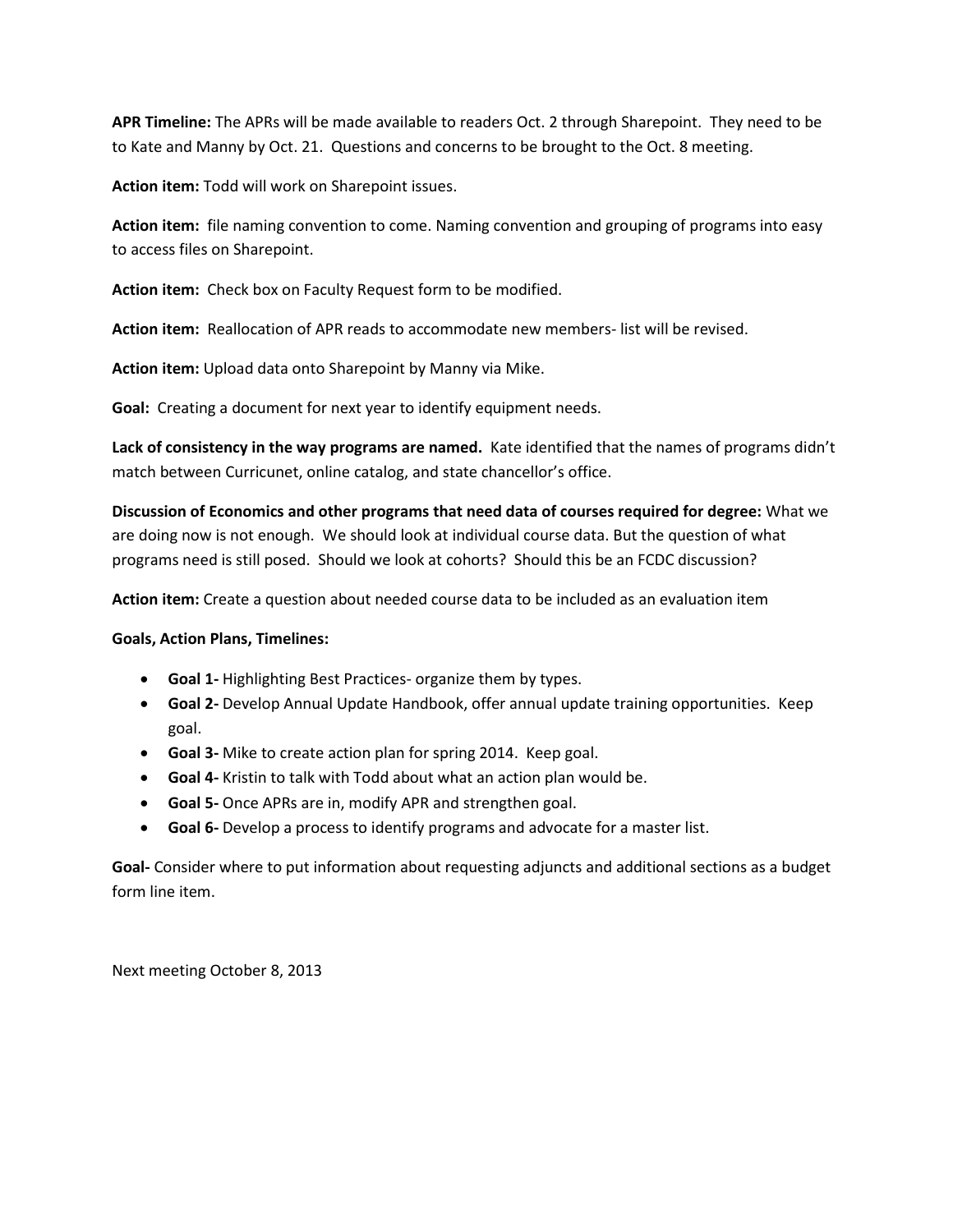**APR Timeline:** The APRs will be made available to readers Oct. 2 through Sharepoint. They need to be to Kate and Manny by Oct. 21. Questions and concerns to be brought to the Oct. 8 meeting.

**Action item:** Todd will work on Sharepoint issues.

**Action item:** file naming convention to come. Naming convention and grouping of programs into easy to access files on Sharepoint.

**Action item:** Check box on Faculty Request form to be modified.

**Action item:** Reallocation of APR reads to accommodate new members- list will be revised.

**Action item:** Upload data onto Sharepoint by Manny via Mike.

**Goal:** Creating a document for next year to identify equipment needs.

**Lack of consistency in the way programs are named.** Kate identified that the names of programs didn't match between Curricunet, online catalog, and state chancellor's office.

**Discussion of Economics and other programs that need data of courses required for degree:** What we are doing now is not enough. We should look at individual course data. But the question of what programs need is still posed. Should we look at cohorts? Should this be an FCDC discussion?

**Action item:** Create a question about needed course data to be included as an evaluation item

**Goals, Action Plans, Timelines:**

- **Goal 1-** Highlighting Best Practices- organize them by types.
- **Goal 2-** Develop Annual Update Handbook, offer annual update training opportunities. Keep goal.
- **Goal 3-** Mike to create action plan for spring 2014. Keep goal.
- **Goal 4-** Kristin to talk with Todd about what an action plan would be.
- **Goal 5-** Once APRs are in, modify APR and strengthen goal.
- **Goal 6-** Develop a process to identify programs and advocate for a master list.

**Goal-** Consider where to put information about requesting adjuncts and additional sections as a budget form line item.

Next meeting October 8, 2013